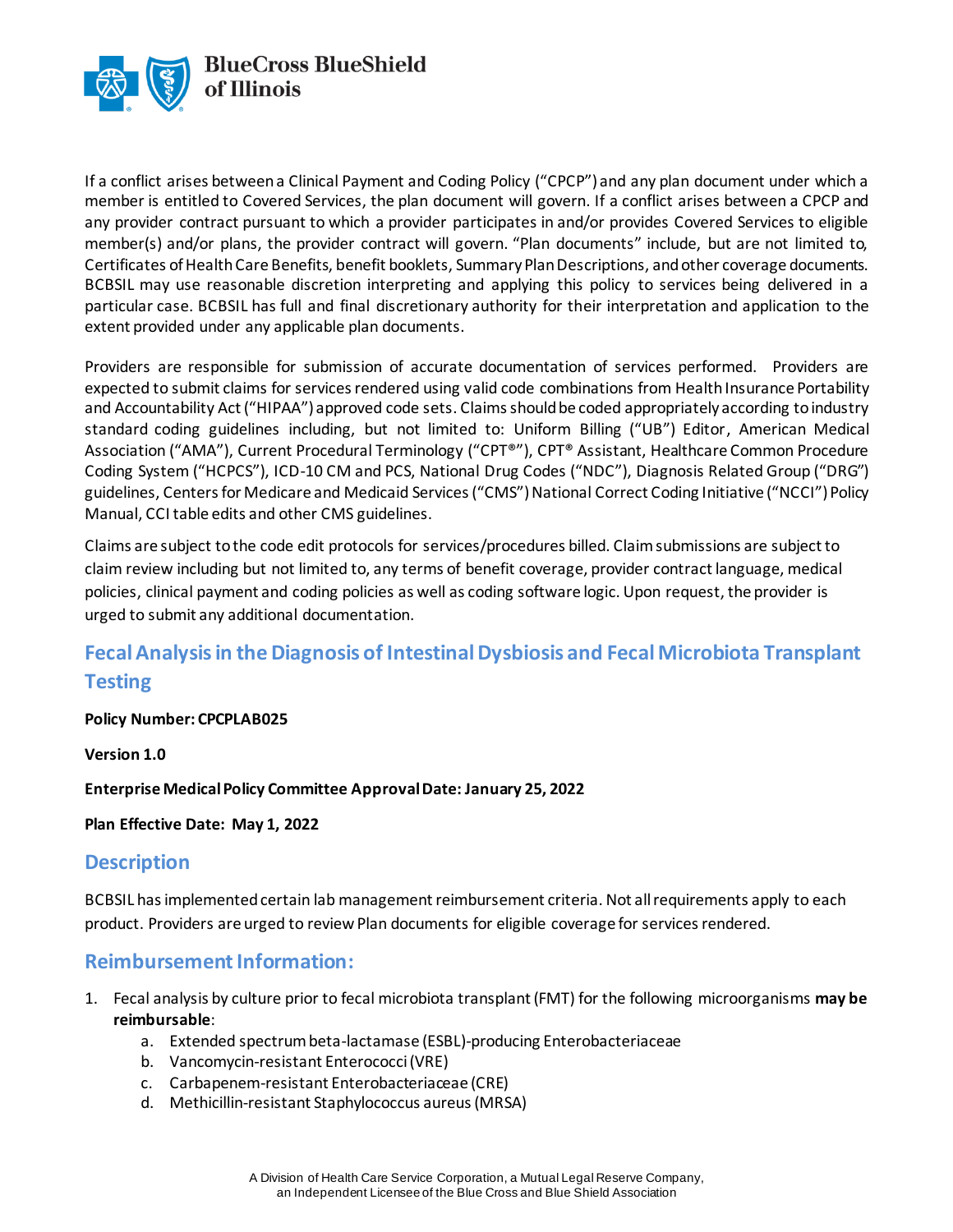If a conflict arises between a Clinical Payment and Coding Policy ("CPCP") and any plan document under which a member is entitled to Covered Services, the plan document will govern. If a conflict arises between a CPCP and any provider contract pursuant to which a provider participates in and/or provides Covered Services to eligible member(s) and/or plans, the provider contract will govern. "Plan documents" include, but are not limited to, Certificates of Health Care Benefits, benefit booklets, Summary Plan Descriptions, and other coverage documents. BCBSIL may use reasonable discretion interpreting and applying this policy to services being delivered in a particular case. BCBSIL has full and final discretionary authority for their interpretation and application to the extent provided under any applicable plan documents.

Providers are responsible for submission of accurate documentation of services performed. Providers are expected to submit claims for services rendered using valid code combinations from Health Insurance Portability and Accountability Act ("HIPAA") approved code sets. Claims should be coded appropriately according to industry standard coding guidelines including, but not limited to: Uniform Billing ("UB") Editor, American Medical Association ("AMA"), Current Procedural Terminology ("CPT®"), CPT® Assistant, Healthcare Common Procedure Coding System ("HCPCS"), ICD-10 CM and PCS, National Drug Codes ("NDC"), Diagnosis Related Group ("DRG") guidelines, Centers for Medicare and Medicaid Services ("CMS") National Correct Coding Initiative ("NCCI") Policy Manual, CCI table edits and other CMS guidelines.

Claims are subject to the code edit protocols for services/procedures billed. Claim submissions are subject to claim review including but not limited to, any terms of benefit coverage, provider contract language, medical policies, clinical payment and coding policies as well as coding software logic. Upon request, the provider is urged to submit any additional documentation.

## Fecal Analysis in the Diagnosis of Intestinal Dysbiosis and Fecal Microbiota Transplant Testing

**Policy Number: CPCPLAB025**

**Version 1.0**

**Enterprise Medical Policy Committee Approval Date: January 25, 2022**

**Plan Effective Date: May 1, 2022**

## Description

BCBSIL has implemented certain lab management reimbursement criteria. Not all requirements apply to each product. Providers are urged to review Plan documents for eligible coverage for services rendered.

## Reimbursement Information:

1. Fecal analysis by culture prior to fecal microbiota transplant (FMT) for the following microorganisms **may be reimbursable**:
   a. Extended spectrum beta-lactamase (ESBL)-producing Enterobacteriaceae
   b. Vancomycin-resistant Enterococci (VRE)
   c. Carbapenem-resistant Enterobacteriaceae (CRE)
   d. Methicillin-resistant Staphylococcus aureus (MRSA)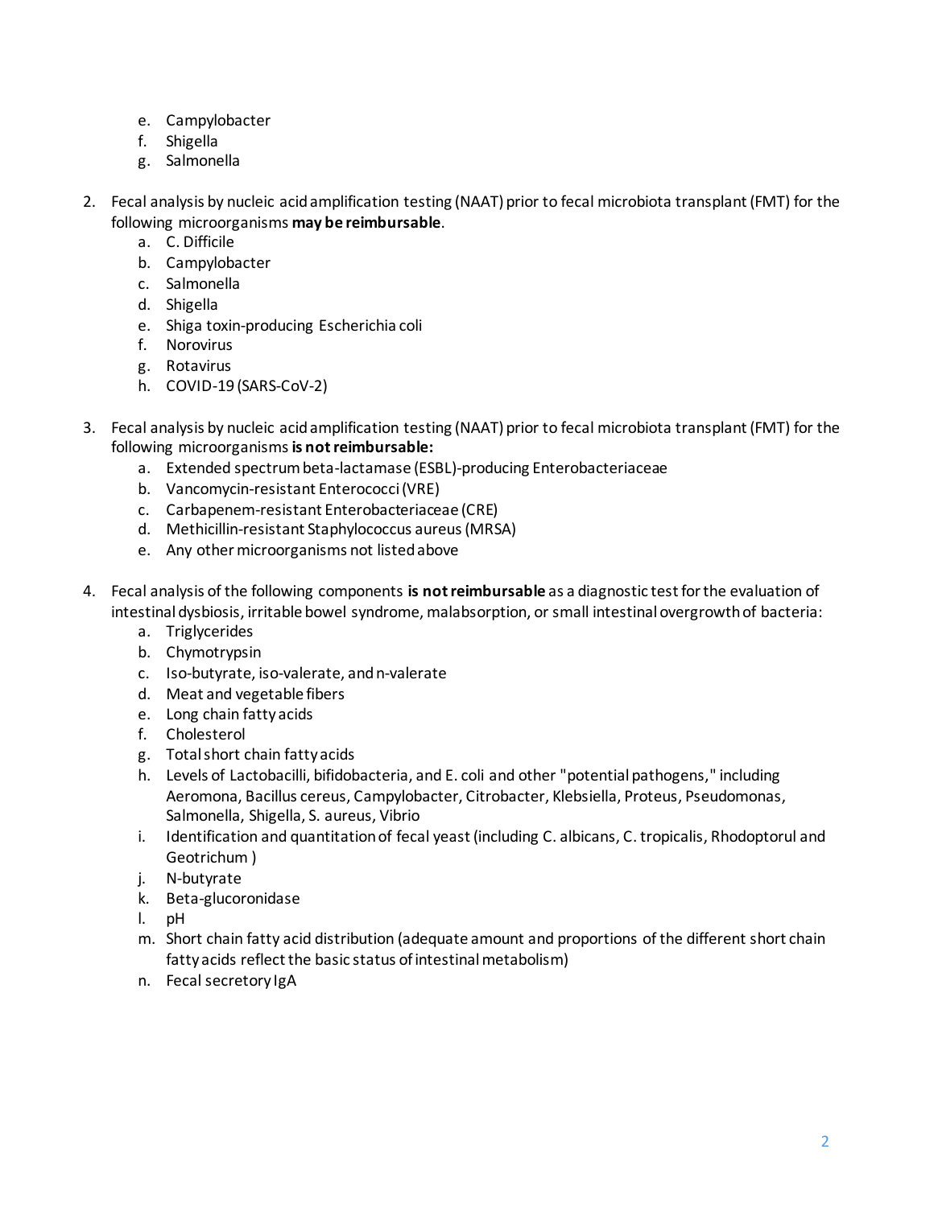e. Campylobacter
   f. Shigella
   g. Salmonella

2. Fecal analysis by nucleic acid amplification testing (NAAT) prior to fecal microbiota transplant (FMT) for the following microorganisms **may be reimbursable**.
   a. C. Difficile
   b. Campylobacter
   c. Salmonella
   d. Shigella
   e. Shiga toxin-producing Escherichia coli
   f. Norovirus
   g. Rotavirus
   h. COVID-19 (SARS-CoV-2)

3. Fecal analysis by nucleic acid amplification testing (NAAT) prior to fecal microbiota transplant (FMT) for the following microorganisms **is not reimbursable:**
   a. Extended spectrum beta-lactamase (ESBL)-producing Enterobacteriaceae
   b. Vancomycin-resistant Enterococci (VRE)
   c. Carbapenem-resistant Enterobacteriaceae (CRE)
   d. Methicillin-resistant Staphylococcus aureus (MRSA)
   e. Any other microorganisms not listed above

4. Fecal analysis of the following components **is not reimbursable** as a diagnostic test for the evaluation of intestinal dysbiosis, irritable bowel syndrome, malabsorption, or small intestinal overgrowth of bacteria:
   a. Triglycerides
   b. Chymotrypsin
   c. Iso-butyrate, iso-valerate, and n-valerate
   d. Meat and vegetable fibers
   e. Long chain fatty acids
   f. Cholesterol
   g. Total short chain fatty acids
   h. Levels of Lactobacilli, bifidobacteria, and E. coli and other "potential pathogens," including Aeromona, Bacillus cereus, Campylobacter, Citrobacter, Klebsiella, Proteus, Pseudomonas, Salmonella, Shigella, S. aureus, Vibrio
   i. Identification and quantitation of fecal yeast (including C. albicans, C. tropicalis, Rhodoptorul and Geotrichum )
   j. N-butyrate
   k. Beta-glucoronidase
   l. pH
   m. Short chain fatty acid distribution (adequate amount and proportions of the different short chain fatty acids reflect the basic status of intestinal metabolism)
   n. Fecal secretory IgA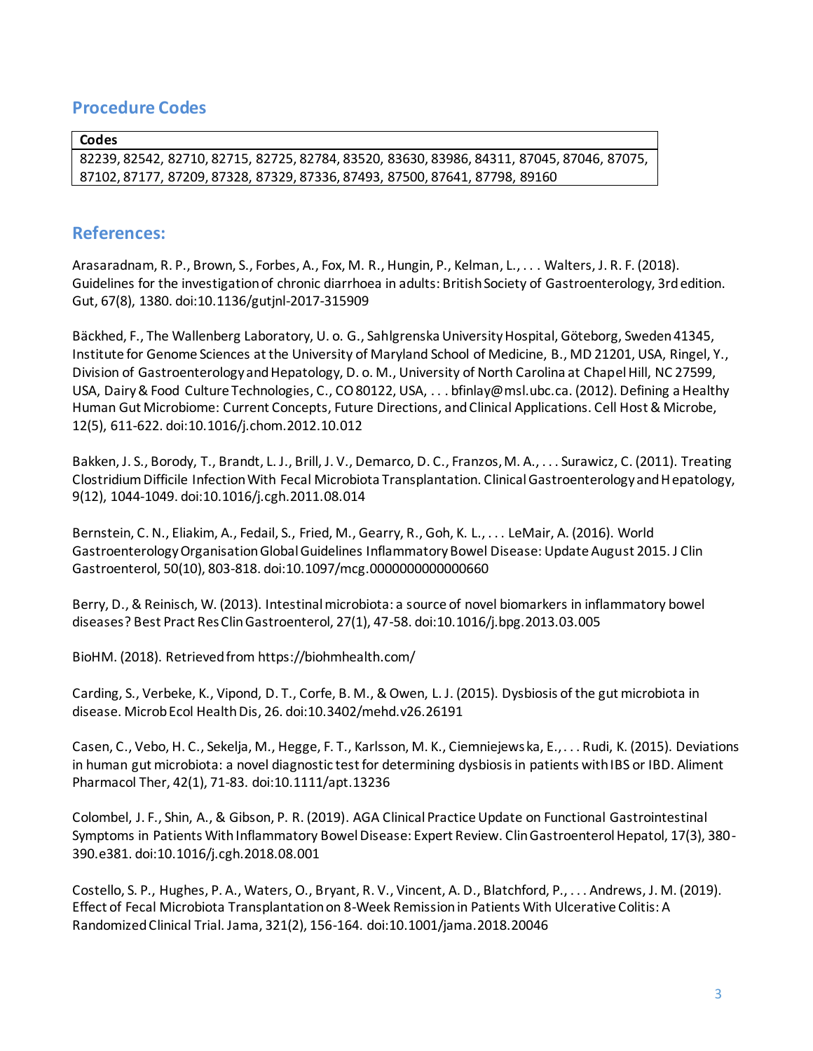## Procedure Codes

| Codes |
| --- |
| 82239, 82542, 82710, 82715, 82725, 82784, 83520, 83630, 83986, 84311, 87045, 87046, 87075, 87102, 87177, 87209, 87328, 87329, 87336, 87493, 87500, 87641, 87798, 89160 |

## References:

Arasaradnam, R. P., Brown, S., Forbes, A., Fox, M. R., Hungin, P., Kelman, L., . . . Walters, J. R. F. (2018). Guidelines for the investigation of chronic diarrhoea in adults: British Society of Gastroenterology, 3rd edition. Gut, 67(8), 1380. doi:10.1136/gutjnl-2017-315909

Bäckhed, F., The Wallenberg Laboratory, U. o. G., Sahlgrenska University Hospital, Göteborg, Sweden 41345, Institute for Genome Sciences at the University of Maryland School of Medicine, B., MD 21201, USA, Ringel, Y., Division of Gastroenterology and Hepatology, D. o. M., University of North Carolina at Chapel Hill, NC 27599, USA, Dairy & Food Culture Technologies, C., CO 80122, USA, . . . bfinlay@msl.ubc.ca. (2012). Defining a Healthy Human Gut Microbiome: Current Concepts, Future Directions, and Clinical Applications. Cell Host & Microbe, 12(5), 611-622. doi:10.1016/j.chom.2012.10.012

Bakken, J. S., Borody, T., Brandt, L. J., Brill, J. V., Demarco, D. C., Franzos, M. A., . . . Surawicz, C. (2011). Treating Clostridium Difficile Infection With Fecal Microbiota Transplantation. Clinical Gastroenterology and Hepatology, 9(12), 1044-1049. doi:10.1016/j.cgh.2011.08.014

Bernstein, C. N., Eliakim, A., Fedail, S., Fried, M., Gearry, R., Goh, K. L., . . . LeMair, A. (2016). World Gastroenterology Organisation Global Guidelines Inflammatory Bowel Disease: Update August 2015. J Clin Gastroenterol, 50(10), 803-818. doi:10.1097/mcg.0000000000000660

Berry, D., & Reinisch, W. (2013). Intestinal microbiota: a source of novel biomarkers in inflammatory bowel diseases? Best Pract Res Clin Gastroenterol, 27(1), 47-58. doi:10.1016/j.bpg.2013.03.005

BioHM. (2018). Retrieved from https://biohmhealth.com/

Carding, S., Verbeke, K., Vipond, D. T., Corfe, B. M., & Owen, L. J. (2015). Dysbiosis of the gut microbiota in disease. Microb Ecol Health Dis, 26. doi:10.3402/mehd.v26.26191

Casen, C., Vebo, H. C., Sekelja, M., Hegge, F. T., Karlsson, M. K., Ciemniejewska, E., . . . Rudi, K. (2015). Deviations in human gut microbiota: a novel diagnostic test for determining dysbiosis in patients with IBS or IBD. Aliment Pharmacol Ther, 42(1), 71-83. doi:10.1111/apt.13236

Colombel, J. F., Shin, A., & Gibson, P. R. (2019). AGA Clinical Practice Update on Functional Gastrointestinal Symptoms in Patients With Inflammatory Bowel Disease: Expert Review. Clin Gastroenterol Hepatol, 17(3), 380-390.e381. doi:10.1016/j.cgh.2018.08.001

Costello, S. P., Hughes, P. A., Waters, O., Bryant, R. V., Vincent, A. D., Blatchford, P., . . . Andrews, J. M. (2019). Effect of Fecal Microbiota Transplantation on 8-Week Remission in Patients With Ulcerative Colitis: A Randomized Clinical Trial. Jama, 321(2), 156-164. doi:10.1001/jama.2018.20046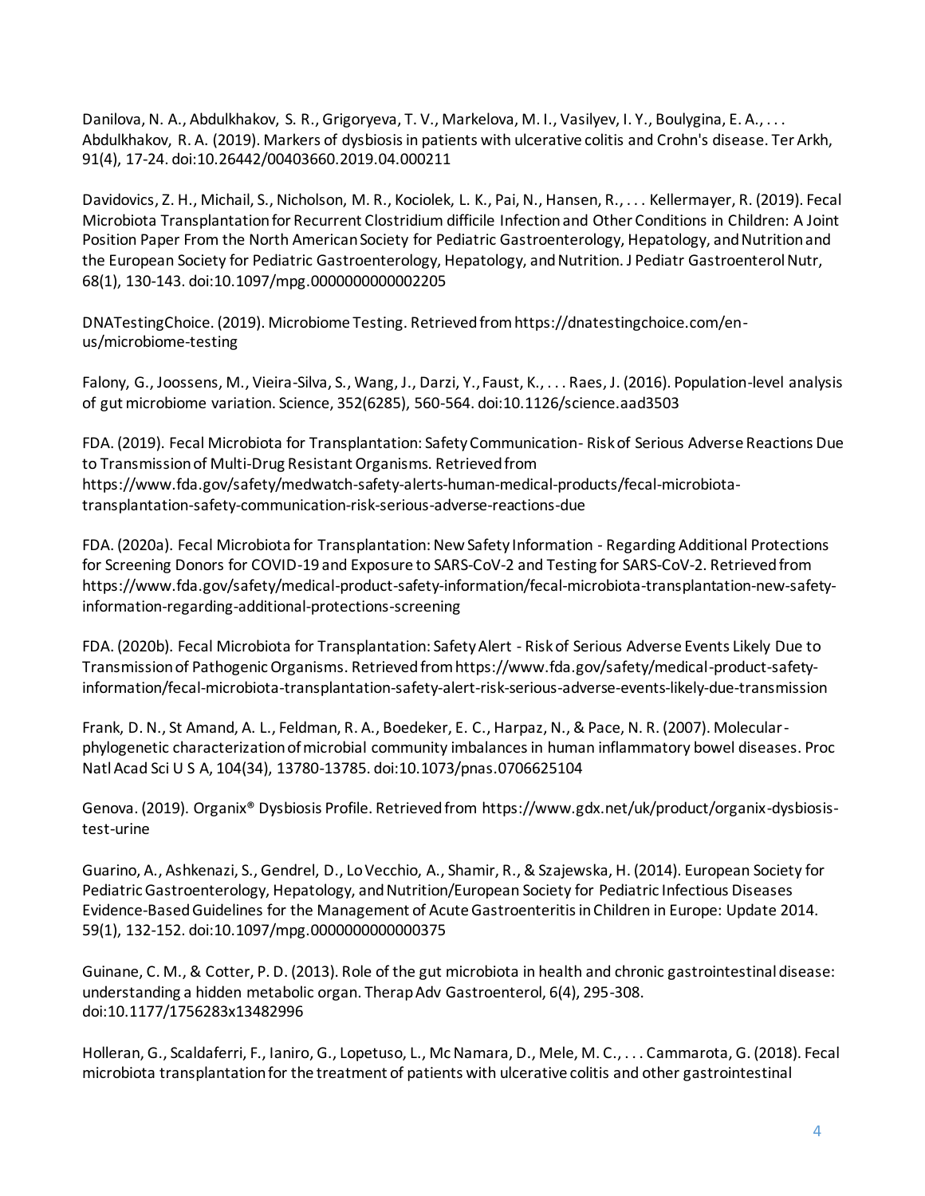Danilova, N. A., Abdulkhakov, S. R., Grigoryeva, T. V., Markelova, M. I., Vasilyev, I. Y., Boulygina, E. A., . . . Abdulkhakov, R. A. (2019). Markers of dysbiosis in patients with ulcerative colitis and Crohn's disease. Ter Arkh, 91(4), 17-24. doi:10.26442/00403660.2019.04.000211

Davidovics, Z. H., Michail, S., Nicholson, M. R., Kociolek, L. K., Pai, N., Hansen, R., . . . Kellermayer, R. (2019). Fecal Microbiota Transplantation for Recurrent Clostridium difficile Infection and Other Conditions in Children: A Joint Position Paper From the North American Society for Pediatric Gastroenterology, Hepatology, and Nutrition and the European Society for Pediatric Gastroenterology, Hepatology, and Nutrition. J Pediatr Gastroenterol Nutr, 68(1), 130-143. doi:10.1097/mpg.0000000000002205

DNATestingChoice. (2019). Microbiome Testing. Retrieved from https://dnatestingchoice.com/en-us/microbiome-testing

Falony, G., Joossens, M., Vieira-Silva, S., Wang, J., Darzi, Y., Faust, K., . . . Raes, J. (2016). Population-level analysis of gut microbiome variation. Science, 352(6285), 560-564. doi:10.1126/science.aad3503

FDA. (2019). Fecal Microbiota for Transplantation: Safety Communication- Risk of Serious Adverse Reactions Due to Transmission of Multi-Drug Resistant Organisms. Retrieved from https://www.fda.gov/safety/medwatch-safety-alerts-human-medical-products/fecal-microbiota-transplantation-safety-communication-risk-serious-adverse-reactions-due

FDA. (2020a). Fecal Microbiota for Transplantation: New Safety Information - Regarding Additional Protections for Screening Donors for COVID-19 and Exposure to SARS-CoV-2 and Testing for SARS-CoV-2. Retrieved from https://www.fda.gov/safety/medical-product-safety-information/fecal-microbiota-transplantation-new-safety-information-regarding-additional-protections-screening

FDA. (2020b). Fecal Microbiota for Transplantation: Safety Alert - Risk of Serious Adverse Events Likely Due to Transmission of Pathogenic Organisms. Retrieved from https://www.fda.gov/safety/medical-product-safety-information/fecal-microbiota-transplantation-safety-alert-risk-serious-adverse-events-likely-due-transmission

Frank, D. N., St Amand, A. L., Feldman, R. A., Boedeker, E. C., Harpaz, N., & Pace, N. R. (2007). Molecular-phylogenetic characterization of microbial community imbalances in human inflammatory bowel diseases. Proc Natl Acad Sci U S A, 104(34), 13780-13785. doi:10.1073/pnas.0706625104

Genova. (2019). Organix® Dysbiosis Profile. Retrieved from https://www.gdx.net/uk/product/organix-dysbiosis-test-urine

Guarino, A., Ashkenazi, S., Gendrel, D., Lo Vecchio, A., Shamir, R., & Szajewska, H. (2014). European Society for Pediatric Gastroenterology, Hepatology, and Nutrition/European Society for Pediatric Infectious Diseases Evidence-Based Guidelines for the Management of Acute Gastroenteritis in Children in Europe: Update 2014. 59(1), 132-152. doi:10.1097/mpg.0000000000000375

Guinane, C. M., & Cotter, P. D. (2013). Role of the gut microbiota in health and chronic gastrointestinal disease: understanding a hidden metabolic organ. Therap Adv Gastroenterol, 6(4), 295-308. doi:10.1177/1756283x13482996

Holleran, G., Scaldaferri, F., Ianiro, G., Lopetuso, L., Mc Namara, D., Mele, M. C., . . . Cammarota, G. (2018). Fecal microbiota transplantation for the treatment of patients with ulcerative colitis and other gastrointestinal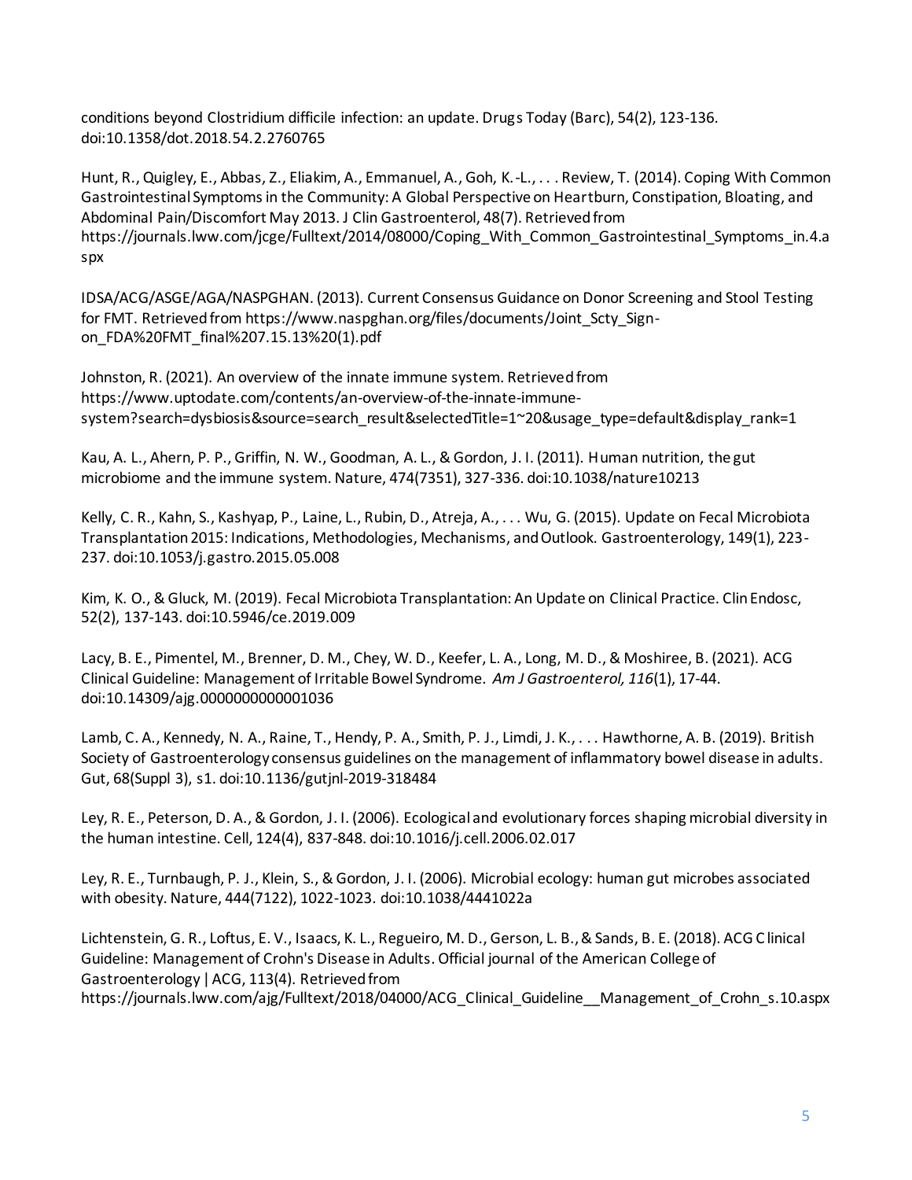conditions beyond Clostridium difficile infection: an update. Drugs Today (Barc), 54(2), 123-136. doi:10.1358/dot.2018.54.2.2760765

Hunt, R., Quigley, E., Abbas, Z., Eliakim, A., Emmanuel, A., Goh, K.-L., . . . Review, T. (2014). Coping With Common Gastrointestinal Symptoms in the Community: A Global Perspective on Heartburn, Constipation, Bloating, and Abdominal Pain/Discomfort May 2013. J Clin Gastroenterol, 48(7). Retrieved from https://journals.lww.com/jcge/Fulltext/2014/08000/Coping_With_Common_Gastrointestinal_Symptoms_in.4.aspx

IDSA/ACG/ASGE/AGA/NASPGHAN. (2013). Current Consensus Guidance on Donor Screening and Stool Testing for FMT. Retrieved from https://www.naspghan.org/files/documents/Joint_Scty_Sign-on_FDA%20FMT_final%207.15.13%20(1).pdf

Johnston, R. (2021). An overview of the innate immune system. Retrieved from https://www.uptodate.com/contents/an-overview-of-the-innate-immune-system?search=dysbiosis&source=search_result&selectedTitle=1~20&usage_type=default&display_rank=1

Kau, A. L., Ahern, P. P., Griffin, N. W., Goodman, A. L., & Gordon, J. I. (2011). Human nutrition, the gut microbiome and the immune system. Nature, 474(7351), 327-336. doi:10.1038/nature10213

Kelly, C. R., Kahn, S., Kashyap, P., Laine, L., Rubin, D., Atreja, A., . . . Wu, G. (2015). Update on Fecal Microbiota Transplantation 2015: Indications, Methodologies, Mechanisms, and Outlook. Gastroenterology, 149(1), 223-237. doi:10.1053/j.gastro.2015.05.008

Kim, K. O., & Gluck, M. (2019). Fecal Microbiota Transplantation: An Update on Clinical Practice. Clin Endosc, 52(2), 137-143. doi:10.5946/ce.2019.009

Lacy, B. E., Pimentel, M., Brenner, D. M., Chey, W. D., Keefer, L. A., Long, M. D., & Moshiree, B. (2021). ACG Clinical Guideline: Management of Irritable Bowel Syndrome. *Am J Gastroenterol, 116*(1), 17-44. doi:10.14309/ajg.0000000000001036

Lamb, C. A., Kennedy, N. A., Raine, T., Hendy, P. A., Smith, P. J., Limdi, J. K., . . . Hawthorne, A. B. (2019). British Society of Gastroenterology consensus guidelines on the management of inflammatory bowel disease in adults. Gut, 68(Suppl 3), s1. doi:10.1136/gutjnl-2019-318484

Ley, R. E., Peterson, D. A., & Gordon, J. I. (2006). Ecological and evolutionary forces shaping microbial diversity in the human intestine. Cell, 124(4), 837-848. doi:10.1016/j.cell.2006.02.017

Ley, R. E., Turnbaugh, P. J., Klein, S., & Gordon, J. I. (2006). Microbial ecology: human gut microbes associated with obesity. Nature, 444(7122), 1022-1023. doi:10.1038/4441022a

Lichtenstein, G. R., Loftus, E. V., Isaacs, K. L., Regueiro, M. D., Gerson, L. B., & Sands, B. E. (2018). ACG Clinical Guideline: Management of Crohn's Disease in Adults. Official journal of the American College of Gastroenterology | ACG, 113(4). Retrieved from https://journals.lww.com/ajg/Fulltext/2018/04000/ACG_Clinical_Guideline__Management_of_Crohn_s.10.aspx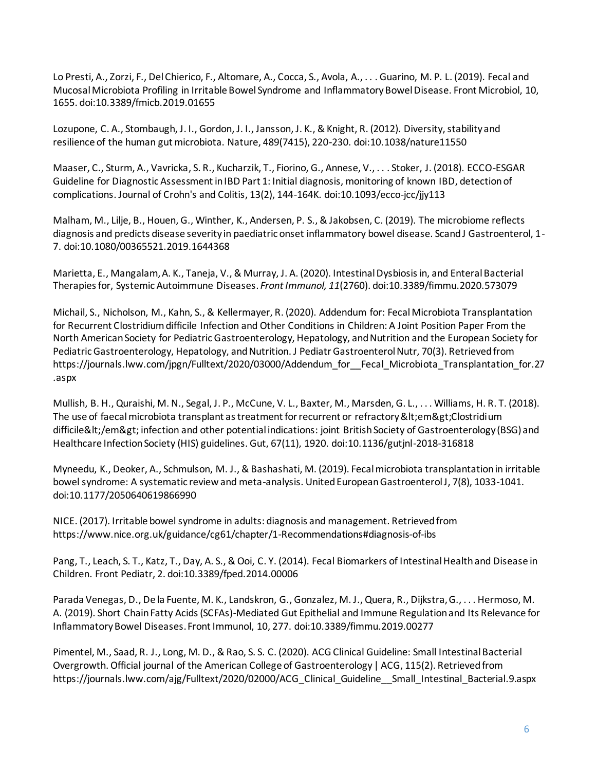Lo Presti, A., Zorzi, F., Del Chierico, F., Altomare, A., Cocca, S., Avola, A., . . . Guarino, M. P. L. (2019). Fecal and Mucosal Microbiota Profiling in Irritable Bowel Syndrome and Inflammatory Bowel Disease. Front Microbiol, 10, 1655. doi:10.3389/fmicb.2019.01655

Lozupone, C. A., Stombaugh, J. I., Gordon, J. I., Jansson, J. K., & Knight, R. (2012). Diversity, stability and resilience of the human gut microbiota. Nature, 489(7415), 220-230. doi:10.1038/nature11550

Maaser, C., Sturm, A., Vavricka, S. R., Kucharzik, T., Fiorino, G., Annese, V., . . . Stoker, J. (2018). ECCO-ESGAR Guideline for Diagnostic Assessment in IBD Part 1: Initial diagnosis, monitoring of known IBD, detection of complications. Journal of Crohn's and Colitis, 13(2), 144-164K. doi:10.1093/ecco-jcc/jjy113

Malham, M., Lilje, B., Houen, G., Winther, K., Andersen, P. S., & Jakobsen, C. (2019). The microbiome reflects diagnosis and predicts disease severity in paediatric onset inflammatory bowel disease. Scand J Gastroenterol, 1-7. doi:10.1080/00365521.2019.1644368

Marietta, E., Mangalam, A. K., Taneja, V., & Murray, J. A. (2020). Intestinal Dysbiosis in, and Enteral Bacterial Therapies for, Systemic Autoimmune Diseases. *Front Immunol, 11*(2760). doi:10.3389/fimmu.2020.573079

Michail, S., Nicholson, M., Kahn, S., & Kellermayer, R. (2020). Addendum for: Fecal Microbiota Transplantation for Recurrent Clostridium difficile Infection and Other Conditions in Children: A Joint Position Paper From the North American Society for Pediatric Gastroenterology, Hepatology, and Nutrition and the European Society for Pediatric Gastroenterology, Hepatology, and Nutrition. J Pediatr Gastroenterol Nutr, 70(3). Retrieved from https://journals.lww.com/jpgn/Fulltext/2020/03000/Addendum_for__Fecal_Microbiota_Transplantation_for.27.aspx

Mullish, B. H., Quraishi, M. N., Segal, J. P., McCune, V. L., Baxter, M., Marsden, G. L., . . . Williams, H. R. T. (2018). The use of faecal microbiota transplant as treatment for recurrent or refractory &lt;em&gt;Clostridium difficile&lt;/em&gt; infection and other potential indications: joint British Society of Gastroenterology (BSG) and Healthcare Infection Society (HIS) guidelines. Gut, 67(11), 1920. doi:10.1136/gutjnl-2018-316818

Myneedu, K., Deoker, A., Schmulson, M. J., & Bashashati, M. (2019). Fecal microbiota transplantation in irritable bowel syndrome: A systematic review and meta-analysis. United European Gastroenterol J, 7(8), 1033-1041. doi:10.1177/2050640619866990

NICE. (2017). Irritable bowel syndrome in adults: diagnosis and management. Retrieved from https://www.nice.org.uk/guidance/cg61/chapter/1-Recommendations#diagnosis-of-ibs

Pang, T., Leach, S. T., Katz, T., Day, A. S., & Ooi, C. Y. (2014). Fecal Biomarkers of Intestinal Health and Disease in Children. Front Pediatr, 2. doi:10.3389/fped.2014.00006

Parada Venegas, D., De la Fuente, M. K., Landskron, G., Gonzalez, M. J., Quera, R., Dijkstra, G., . . . Hermoso, M. A. (2019). Short Chain Fatty Acids (SCFAs)-Mediated Gut Epithelial and Immune Regulation and Its Relevance for Inflammatory Bowel Diseases. Front Immunol, 10, 277. doi:10.3389/fimmu.2019.00277

Pimentel, M., Saad, R. J., Long, M. D., & Rao, S. S. C. (2020). ACG Clinical Guideline: Small Intestinal Bacterial Overgrowth. Official journal of the American College of Gastroenterology | ACG, 115(2). Retrieved from https://journals.lww.com/ajg/Fulltext/2020/02000/ACG_Clinical_Guideline__Small_Intestinal_Bacterial.9.aspx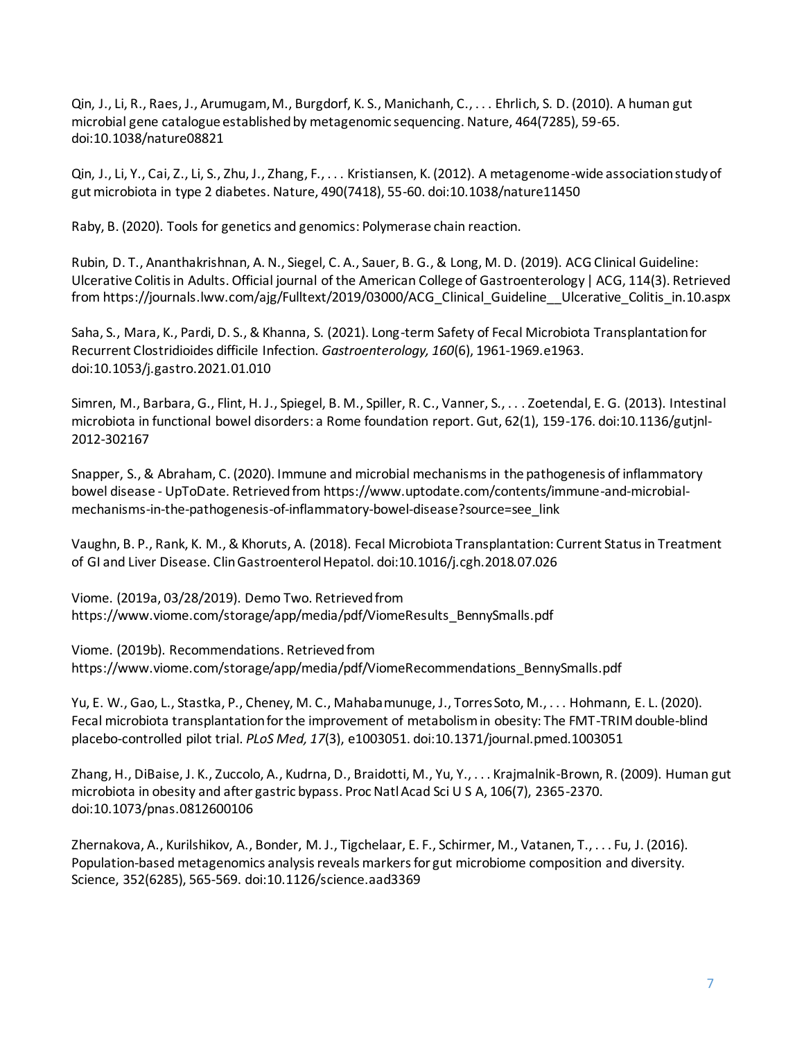Qin, J., Li, R., Raes, J., Arumugam, M., Burgdorf, K. S., Manichanh, C., . . . Ehrlich, S. D. (2010). A human gut microbial gene catalogue established by metagenomic sequencing. Nature, 464(7285), 59-65. doi:10.1038/nature08821

Qin, J., Li, Y., Cai, Z., Li, S., Zhu, J., Zhang, F., . . . Kristiansen, K. (2012). A metagenome-wide association study of gut microbiota in type 2 diabetes. Nature, 490(7418), 55-60. doi:10.1038/nature11450

Raby, B. (2020). Tools for genetics and genomics: Polymerase chain reaction.

Rubin, D. T., Ananthakrishnan, A. N., Siegel, C. A., Sauer, B. G., & Long, M. D. (2019). ACG Clinical Guideline: Ulcerative Colitis in Adults. Official journal of the American College of Gastroenterology | ACG, 114(3). Retrieved from https://journals.lww.com/ajg/Fulltext/2019/03000/ACG_Clinical_Guideline__Ulcerative_Colitis_in.10.aspx

Saha, S., Mara, K., Pardi, D. S., & Khanna, S. (2021). Long-term Safety of Fecal Microbiota Transplantation for Recurrent Clostridioides difficile Infection. *Gastroenterology, 160*(6), 1961-1969.e1963. doi:10.1053/j.gastro.2021.01.010

Simren, M., Barbara, G., Flint, H. J., Spiegel, B. M., Spiller, R. C., Vanner, S., . . . Zoetendal, E. G. (2013). Intestinal microbiota in functional bowel disorders: a Rome foundation report. Gut, 62(1), 159-176. doi:10.1136/gutjnl-2012-302167

Snapper, S., & Abraham, C. (2020). Immune and microbial mechanisms in the pathogenesis of inflammatory bowel disease - UpToDate. Retrieved from https://www.uptodate.com/contents/immune-and-microbial-mechanisms-in-the-pathogenesis-of-inflammatory-bowel-disease?source=see_link

Vaughn, B. P., Rank, K. M., & Khoruts, A. (2018). Fecal Microbiota Transplantation: Current Status in Treatment of GI and Liver Disease. Clin Gastroenterol Hepatol. doi:10.1016/j.cgh.2018.07.026

Viome. (2019a, 03/28/2019). Demo Two. Retrieved from https://www.viome.com/storage/app/media/pdf/ViomeResults_BennySmalls.pdf

Viome. (2019b). Recommendations. Retrieved from https://www.viome.com/storage/app/media/pdf/ViomeRecommendations_BennySmalls.pdf

Yu, E. W., Gao, L., Stastka, P., Cheney, M. C., Mahabamunuge, J., Torres Soto, M., . . . Hohmann, E. L. (2020). Fecal microbiota transplantation for the improvement of metabolism in obesity: The FMT-TRIM double-blind placebo-controlled pilot trial. *PLoS Med, 17*(3), e1003051. doi:10.1371/journal.pmed.1003051

Zhang, H., DiBaise, J. K., Zuccolo, A., Kudrna, D., Braidotti, M., Yu, Y., . . . Krajmalnik-Brown, R. (2009). Human gut microbiota in obesity and after gastric bypass. Proc Natl Acad Sci U S A, 106(7), 2365-2370. doi:10.1073/pnas.0812600106

Zhernakova, A., Kurilshikov, A., Bonder, M. J., Tigchelaar, E. F., Schirmer, M., Vatanen, T., . . . Fu, J. (2016). Population-based metagenomics analysis reveals markers for gut microbiome composition and diversity. Science, 352(6285), 565-569. doi:10.1126/science.aad3369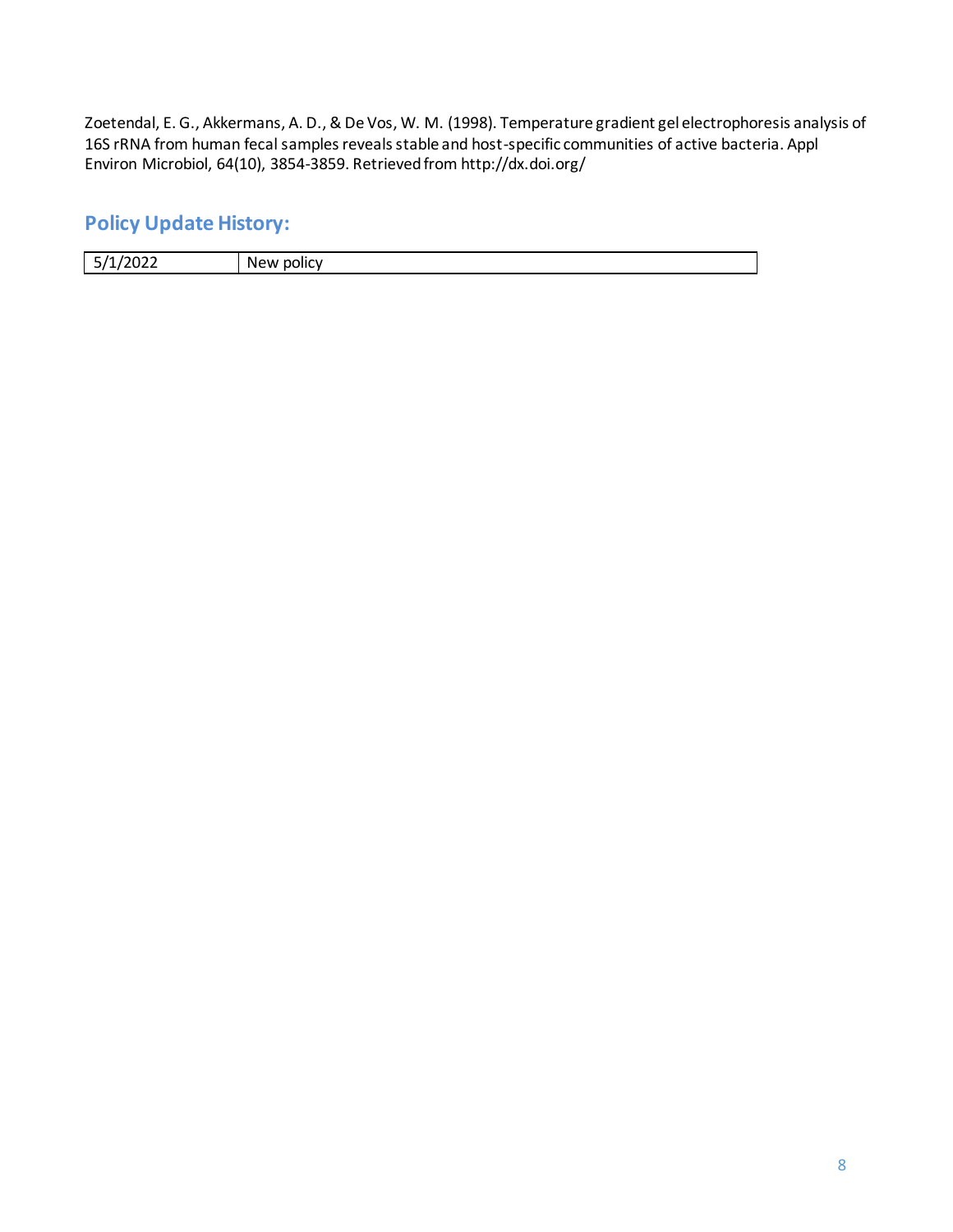Zoetendal, E. G., Akkermans, A. D., & De Vos, W. M. (1998). Temperature gradient gel electrophoresis analysis of 16S rRNA from human fecal samples reveals stable and host-specific communities of active bacteria. Appl Environ Microbiol, 64(10), 3854-3859. Retrieved from http://dx.doi.org/

## Policy Update History:

| | |
|---|---|
| 5/1/2022 | New policy |